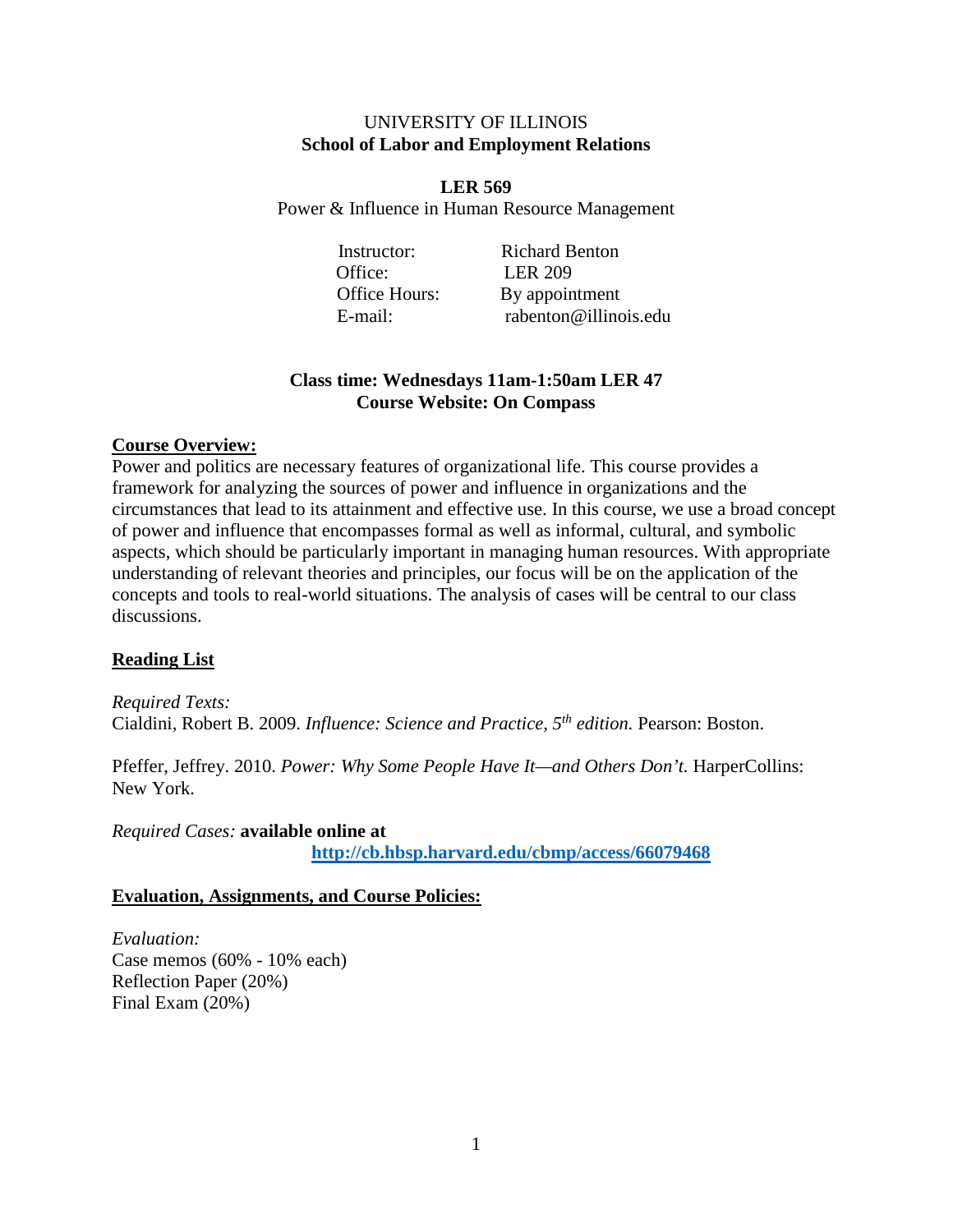UNIVERSITY OF ILLINOIS
**School of Labor and Employment Relations**

**LER 569**
Power & Influence in Human Resource Management

Instructor: Richard Benton
Office: LER 209
Office Hours: By appointment
E-mail: rabenton@illinois.edu

**Class time: Wednesdays 11am-1:50am LER 47**
**Course Website: On Compass**

## Course Overview:

Power and politics are necessary features of organizational life. This course provides a framework for analyzing the sources of power and influence in organizations and the circumstances that lead to its attainment and effective use. In this course, we use a broad concept of power and influence that encompasses formal as well as informal, cultural, and symbolic aspects, which should be particularly important in managing human resources. With appropriate understanding of relevant theories and principles, our focus will be on the application of the concepts and tools to real-world situations. The analysis of cases will be central to our class discussions.

## Reading List

*Required Texts:*
Cialdini, Robert B. 2009. *Influence: Science and Practice, 5th edition.* Pearson: Boston.

Pfeffer, Jeffrey. 2010. *Power: Why Some People Have It—and Others Don't.* HarperCollins: New York.

*Required Cases:* **available online at**
**http://cb.hbsp.harvard.edu/cbmp/access/66079468**

## Evaluation, Assignments, and Course Policies:

*Evaluation:*
Case memos (60% - 10% each)
Reflection Paper (20%)
Final Exam (20%)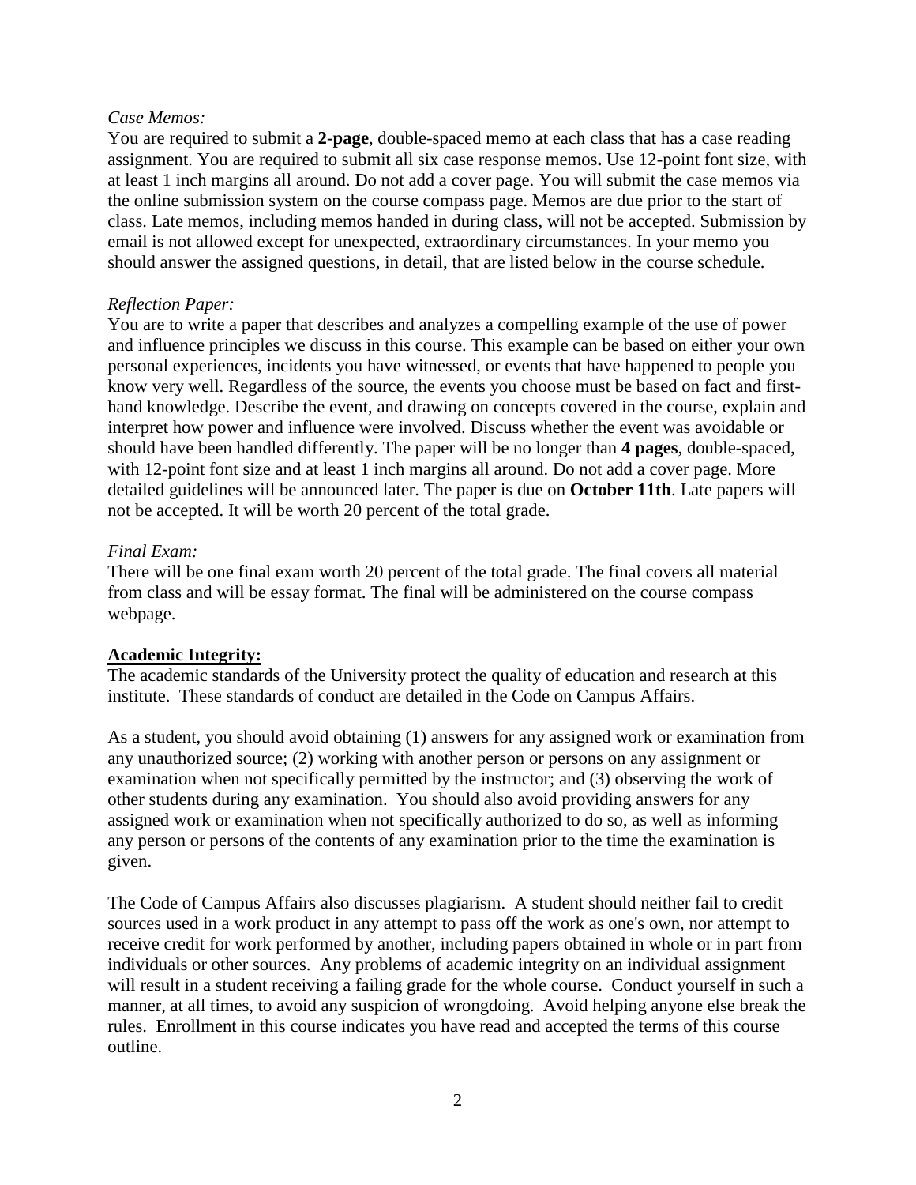*Case Memos:*

You are required to submit a **2-page**, double-spaced memo at each class that has a case reading assignment. You are required to submit all six case response memos**.** Use 12-point font size, with at least 1 inch margins all around. Do not add a cover page. You will submit the case memos via the online submission system on the course compass page. Memos are due prior to the start of class. Late memos, including memos handed in during class, will not be accepted. Submission by email is not allowed except for unexpected, extraordinary circumstances. In your memo you should answer the assigned questions, in detail, that are listed below in the course schedule.

*Reflection Paper:*

You are to write a paper that describes and analyzes a compelling example of the use of power and influence principles we discuss in this course. This example can be based on either your own personal experiences, incidents you have witnessed, or events that have happened to people you know very well. Regardless of the source, the events you choose must be based on fact and first-hand knowledge. Describe the event, and drawing on concepts covered in the course, explain and interpret how power and influence were involved. Discuss whether the event was avoidable or should have been handled differently. The paper will be no longer than **4 pages**, double-spaced, with 12-point font size and at least 1 inch margins all around. Do not add a cover page. More detailed guidelines will be announced later. The paper is due on **October 11th**. Late papers will not be accepted. It will be worth 20 percent of the total grade.

*Final Exam:*

There will be one final exam worth 20 percent of the total grade. The final covers all material from class and will be essay format. The final will be administered on the course compass webpage.

**<u>Academic Integrity:</u>**

The academic standards of the University protect the quality of education and research at this institute. These standards of conduct are detailed in the Code on Campus Affairs.

As a student, you should avoid obtaining (1) answers for any assigned work or examination from any unauthorized source; (2) working with another person or persons on any assignment or examination when not specifically permitted by the instructor; and (3) observing the work of other students during any examination. You should also avoid providing answers for any assigned work or examination when not specifically authorized to do so, as well as informing any person or persons of the contents of any examination prior to the time the examination is given.

The Code of Campus Affairs also discusses plagiarism. A student should neither fail to credit sources used in a work product in any attempt to pass off the work as one's own, nor attempt to receive credit for work performed by another, including papers obtained in whole or in part from individuals or other sources. Any problems of academic integrity on an individual assignment will result in a student receiving a failing grade for the whole course. Conduct yourself in such a manner, at all times, to avoid any suspicion of wrongdoing. Avoid helping anyone else break the rules. Enrollment in this course indicates you have read and accepted the terms of this course outline.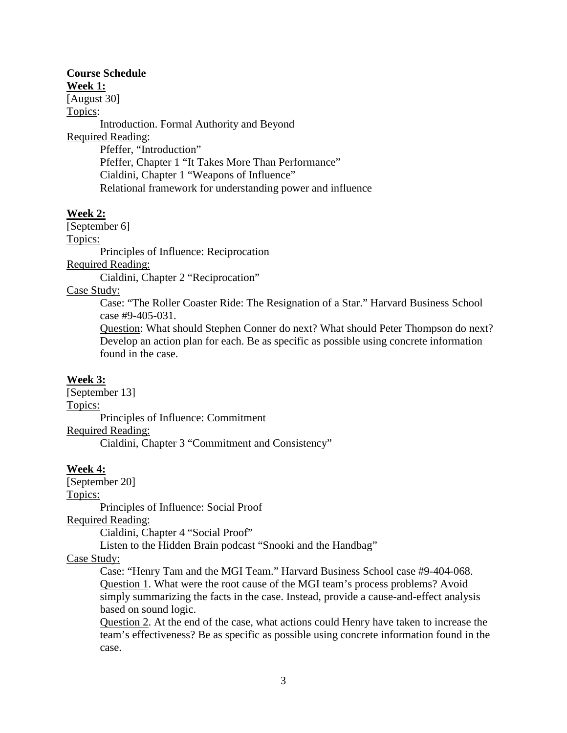**Course Schedule**

**<u>Week 1:</u>**

[August 30]

<u>Topics</u>:

Introduction. Formal Authority and Beyond

<u>Required Reading:</u>

Pfeffer, "Introduction"
Pfeffer, Chapter 1 "It Takes More Than Performance"
Cialdini, Chapter 1 "Weapons of Influence"
Relational framework for understanding power and influence

**<u>Week 2:</u>**

[September 6]

<u>Topics:</u>

Principles of Influence: Reciprocation

<u>Required Reading:</u>

Cialdini, Chapter 2 "Reciprocation"

<u>Case Study:</u>

Case: "The Roller Coaster Ride: The Resignation of a Star." Harvard Business School case #9-405-031.

<u>Question</u>: What should Stephen Conner do next? What should Peter Thompson do next? Develop an action plan for each. Be as specific as possible using concrete information found in the case.

**<u>Week 3:</u>**

[September 13]

<u>Topics:</u>

Principles of Influence: Commitment

<u>Required Reading:</u>

Cialdini, Chapter 3 "Commitment and Consistency"

**<u>Week 4:</u>**

[September 20]

<u>Topics:</u>

Principles of Influence: Social Proof

<u>Required Reading:</u>

Cialdini, Chapter 4 "Social Proof"
Listen to the Hidden Brain podcast "Snooki and the Handbag"

<u>Case Study:</u>

Case: "Henry Tam and the MGI Team." Harvard Business School case #9-404-068.

<u>Question 1</u>. What were the root cause of the MGI team's process problems? Avoid simply summarizing the facts in the case. Instead, provide a cause-and-effect analysis based on sound logic.

<u>Question 2</u>. At the end of the case, what actions could Henry have taken to increase the team's effectiveness? Be as specific as possible using concrete information found in the case.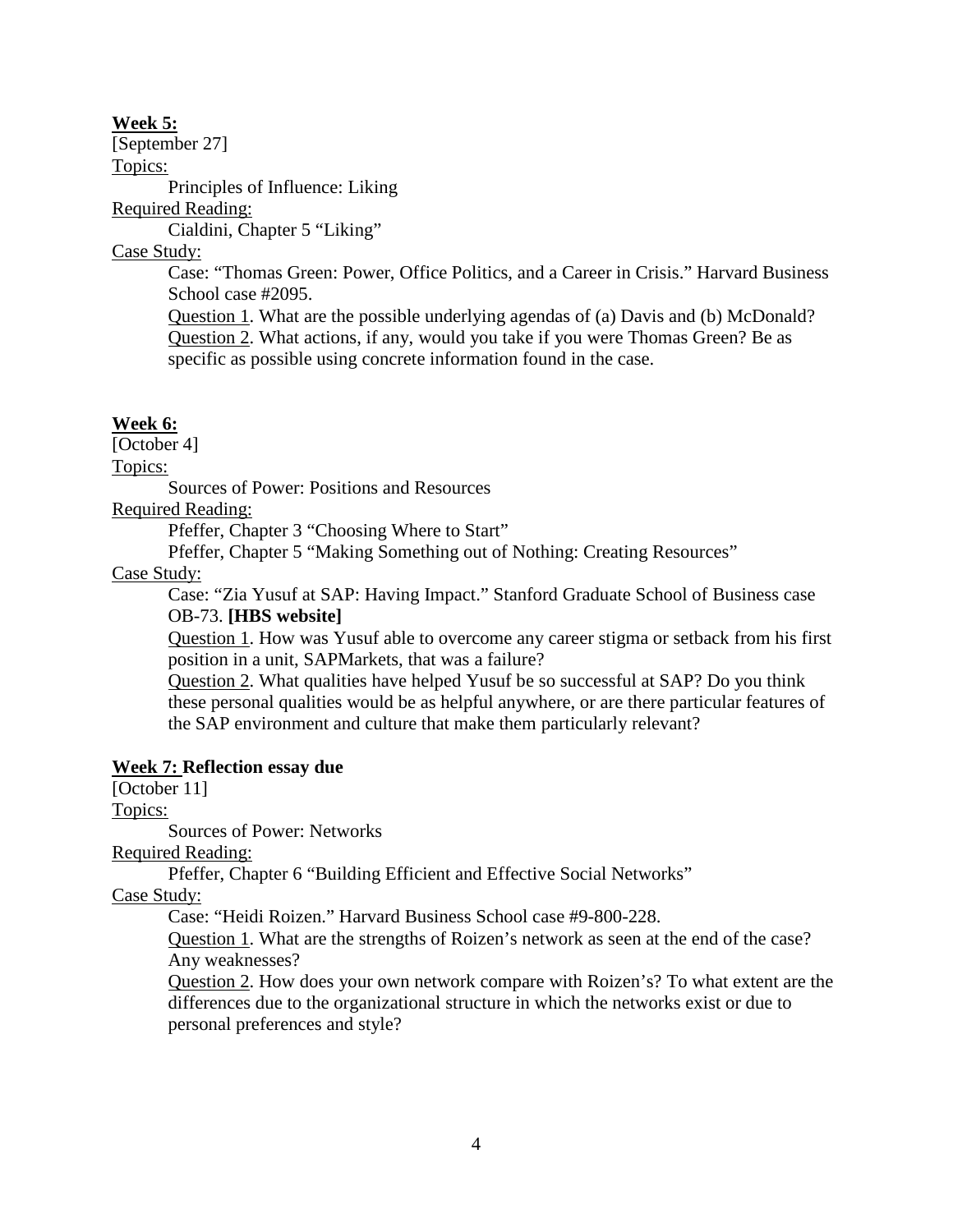**Week 5:**

[September 27]

Topics:

Principles of Influence: Liking

Required Reading:

Cialdini, Chapter 5 "Liking"

Case Study:

Case: "Thomas Green: Power, Office Politics, and a Career in Crisis." Harvard Business School case #2095.

Question 1. What are the possible underlying agendas of (a) Davis and (b) McDonald?

Question 2. What actions, if any, would you take if you were Thomas Green? Be as specific as possible using concrete information found in the case.

**Week 6:**

[October 4]

Topics:

Sources of Power: Positions and Resources

Required Reading:

Pfeffer, Chapter 3 "Choosing Where to Start"

Pfeffer, Chapter 5 "Making Something out of Nothing: Creating Resources"

Case Study:

Case: "Zia Yusuf at SAP: Having Impact." Stanford Graduate School of Business case OB-73. **[HBS website]**

Question 1. How was Yusuf able to overcome any career stigma or setback from his first position in a unit, SAPMarkets, that was a failure?

Question 2. What qualities have helped Yusuf be so successful at SAP? Do you think these personal qualities would be as helpful anywhere, or are there particular features of the SAP environment and culture that make them particularly relevant?

**Week 7: Reflection essay due**

[October 11]

Topics:

Sources of Power: Networks

Required Reading:

Pfeffer, Chapter 6 "Building Efficient and Effective Social Networks"

Case Study:

Case: "Heidi Roizen." Harvard Business School case #9-800-228.

Question 1. What are the strengths of Roizen's network as seen at the end of the case? Any weaknesses?

Question 2. How does your own network compare with Roizen's? To what extent are the differences due to the organizational structure in which the networks exist or due to personal preferences and style?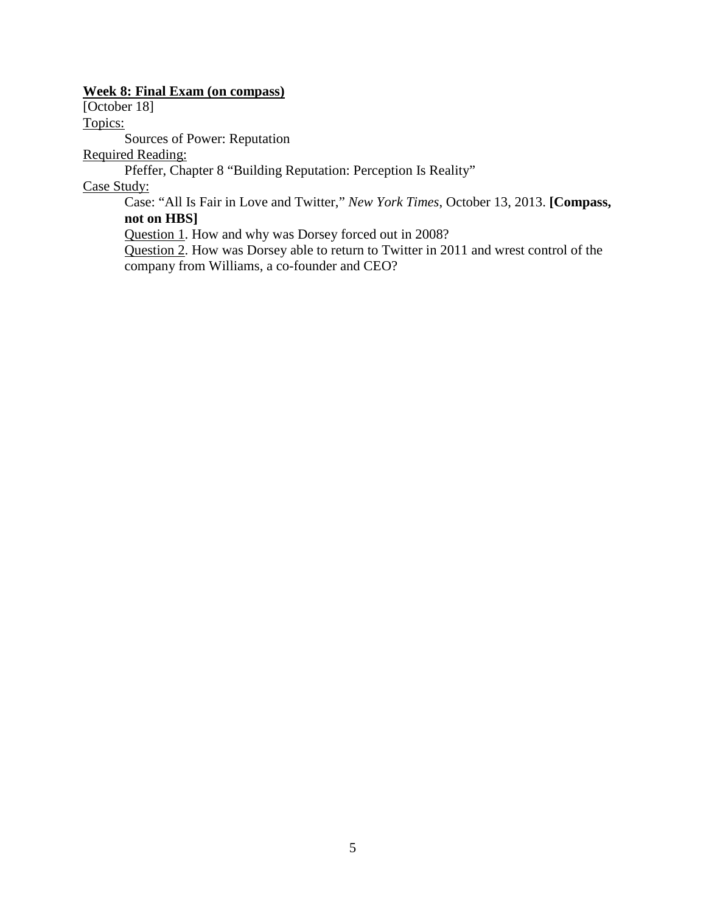**<u>Week 8: Final Exam (on compass)</u>**

[October 18]

<u>Topics:</u>

Sources of Power: Reputation

<u>Required Reading:</u>

Pfeffer, Chapter 8 "Building Reputation: Perception Is Reality"

<u>Case Study:</u>

Case: "All Is Fair in Love and Twitter," *New York Times*, October 13, 2013. **[Compass, not on HBS]**

<u>Question 1</u>. How and why was Dorsey forced out in 2008?

<u>Question 2</u>. How was Dorsey able to return to Twitter in 2011 and wrest control of the company from Williams, a co-founder and CEO?